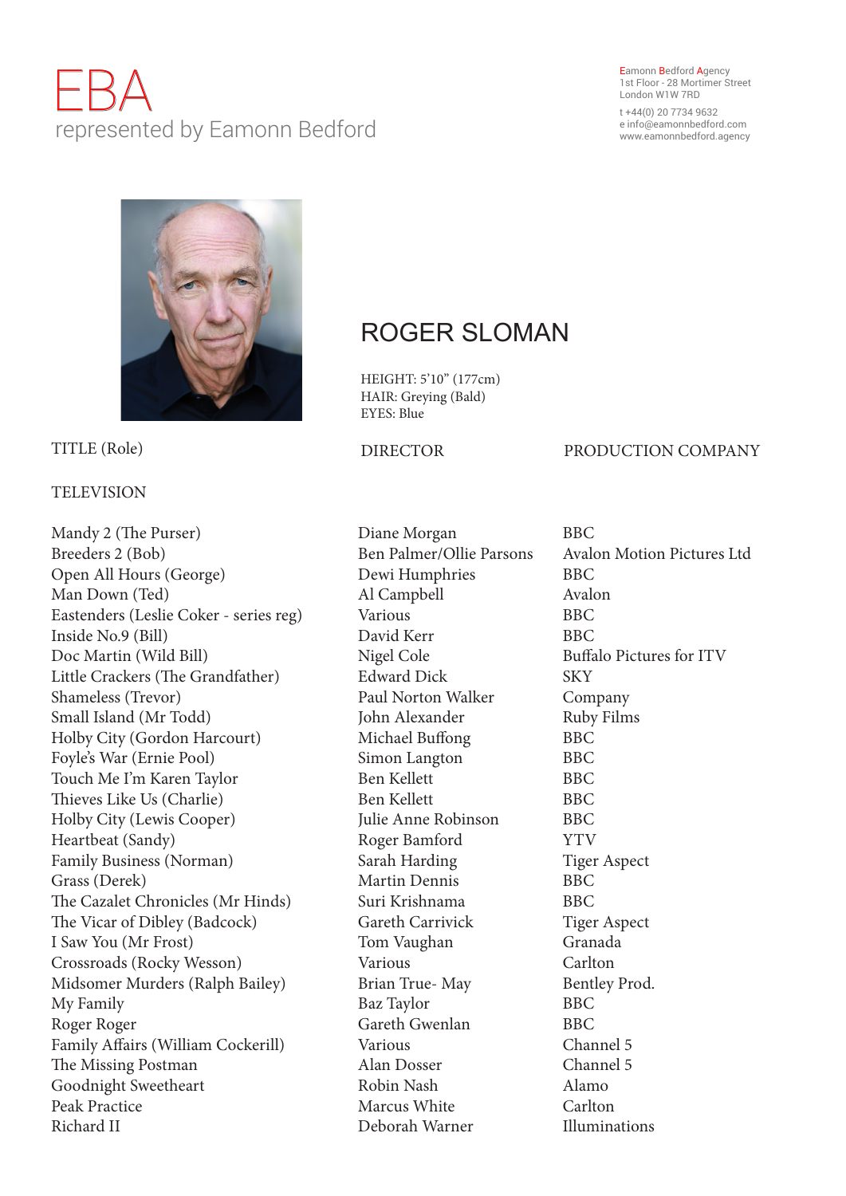# EBA

represented by Eamonn Bedford

Eamonn Bedford Agency
1st Floor - 28 Mortimer Street
London W1W 7RD

t +44(0) 20 7734 9632
e info@eamonnbedford.com
www.eamonnbedford.agency

## ROGER SLOMAN

HEIGHT: 5'10" (177cm)
HAIR: Greying (Bald)
EYES: Blue

| TITLE (Role) | DIRECTOR | PRODUCTION COMPANY |
|---|---|---|
| **TELEVISION** | | |
| Mandy 2 (The Purser) | Diane Morgan | BBC |
| Breeders 2 (Bob) | Ben Palmer/Ollie Parsons | Avalon Motion Pictures Ltd |
| Open All Hours (George) | Dewi Humphries | BBC |
| Man Down (Ted) | Al Campbell | Avalon |
| Eastenders (Leslie Coker - series reg) | Various | BBC |
| Inside No.9 (Bill) | David Kerr | BBC |
| Doc Martin (Wild Bill) | Nigel Cole | Buffalo Pictures for ITV |
| Little Crackers (The Grandfather) | Edward Dick | SKY |
| Shameless (Trevor) | Paul Norton Walker | Company |
| Small Island (Mr Todd) | John Alexander | Ruby Films |
| Holby City (Gordon Harcourt) | Michael Buffong | BBC |
| Foyle's War (Ernie Pool) | Simon Langton | BBC |
| Touch Me I'm Karen Taylor | Ben Kellett | BBC |
| Thieves Like Us (Charlie) | Ben Kellett | BBC |
| Holby City (Lewis Cooper) | Julie Anne Robinson | BBC |
| Heartbeat (Sandy) | Roger Bamford | YTV |
| Family Business (Norman) | Sarah Harding | Tiger Aspect |
| Grass (Derek) | Martin Dennis | BBC |
| The Cazalet Chronicles (Mr Hinds) | Suri Krishnama | BBC |
| The Vicar of Dibley (Badcock) | Gareth Carrivick | Tiger Aspect |
| I Saw You (Mr Frost) | Tom Vaughan | Granada |
| Crossroads (Rocky Wesson) | Various | Carlton |
| Midsomer Murders (Ralph Bailey) | Brian True- May | Bentley Prod. |
| My Family | Baz Taylor | BBC |
| Roger Roger | Gareth Gwenlan | BBC |
| Family Affairs (William Cockerill) | Various | Channel 5 |
| The Missing Postman | Alan Dosser | Channel 5 |
| Goodnight Sweetheart | Robin Nash | Alamo |
| Peak Practice | Marcus White | Carlton |
| Richard II | Deborah Warner | Illuminations |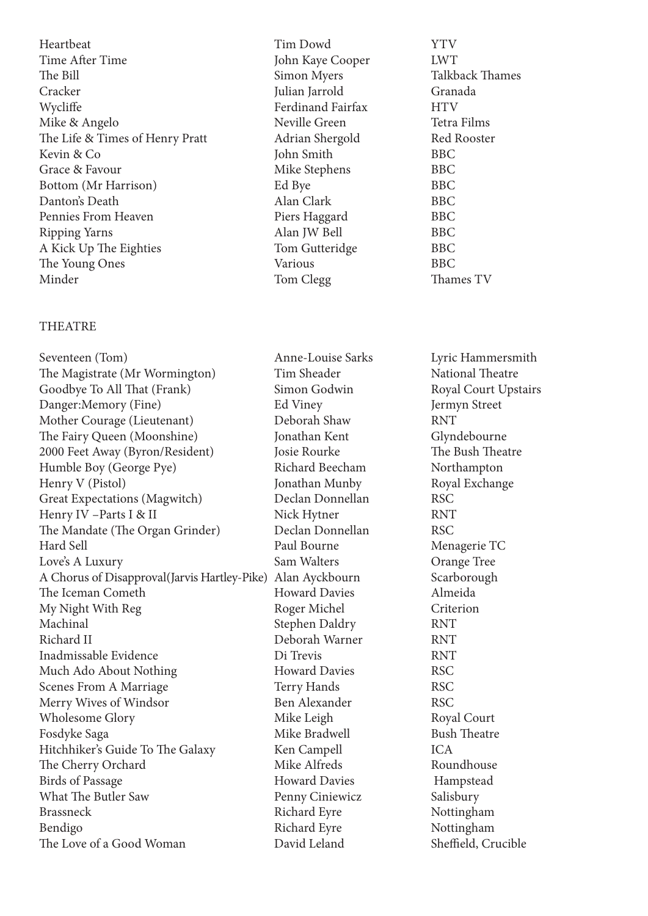| | | |
|---|---|---|
| Heartbeat | Tim Dowd | YTV |
| Time After Time | John Kaye Cooper | LWT |
| The Bill | Simon Myers | Talkback Thames |
| Cracker | Julian Jarrold | Granada |
| Wycliffe | Ferdinand Fairfax | HTV |
| Mike & Angelo | Neville Green | Tetra Films |
| The Life & Times of Henry Pratt | Adrian Shergold | Red Rooster |
| Kevin & Co | John Smith | BBC |
| Grace & Favour | Mike Stephens | BBC |
| Bottom (Mr Harrison) | Ed Bye | BBC |
| Danton's Death | Alan Clark | BBC |
| Pennies From Heaven | Piers Haggard | BBC |
| Ripping Yarns | Alan JW Bell | BBC |
| A Kick Up The Eighties | Tom Gutteridge | BBC |
| The Young Ones | Various | BBC |
| Minder | Tom Clegg | Thames TV |

THEATRE

| | | |
|---|---|---|
| Seventeen (Tom) | Anne-Louise Sarks | Lyric Hammersmith |
| The Magistrate (Mr Wormington) | Tim Sheader | National Theatre |
| Goodbye To All That (Frank) | Simon Godwin | Royal Court Upstairs |
| Danger:Memory (Fine) | Ed Viney | Jermyn Street |
| Mother Courage (Lieutenant) | Deborah Shaw | RNT |
| The Fairy Queen (Moonshine) | Jonathan Kent | Glyndebourne |
| 2000 Feet Away (Byron/Resident) | Josie Rourke | The Bush Theatre |
| Humble Boy (George Pye) | Richard Beecham | Northampton |
| Henry V (Pistol) | Jonathan Munby | Royal Exchange |
| Great Expectations (Magwitch) | Declan Donnellan | RSC |
| Henry IV –Parts I & II | Nick Hytner | RNT |
| The Mandate (The Organ Grinder) | Declan Donnellan | RSC |
| Hard Sell | Paul Bourne | Menagerie TC |
| Love's A Luxury | Sam Walters | Orange Tree |
| A Chorus of Disapproval(Jarvis Hartley-Pike) | Alan Ayckbourn | Scarborough |
| The Iceman Cometh | Howard Davies | Almeida |
| My Night With Reg | Roger Michel | Criterion |
| Machinal | Stephen Daldry | RNT |
| Richard II | Deborah Warner | RNT |
| Inadmissable Evidence | Di Trevis | RNT |
| Much Ado About Nothing | Howard Davies | RSC |
| Scenes From A Marriage | Terry Hands | RSC |
| Merry Wives of Windsor | Ben Alexander | RSC |
| Wholesome Glory | Mike Leigh | Royal Court |
| Fosdyke Saga | Mike Bradwell | Bush Theatre |
| Hitchhiker's Guide To The Galaxy | Ken Campell | ICA |
| The Cherry Orchard | Mike Alfreds | Roundhouse |
| Birds of Passage | Howard Davies | Hampstead |
| What The Butler Saw | Penny Ciniewicz | Salisbury |
| Brassneck | Richard Eyre | Nottingham |
| Bendigo | Richard Eyre | Nottingham |
| The Love of a Good Woman | David Leland | Sheffield, Crucible |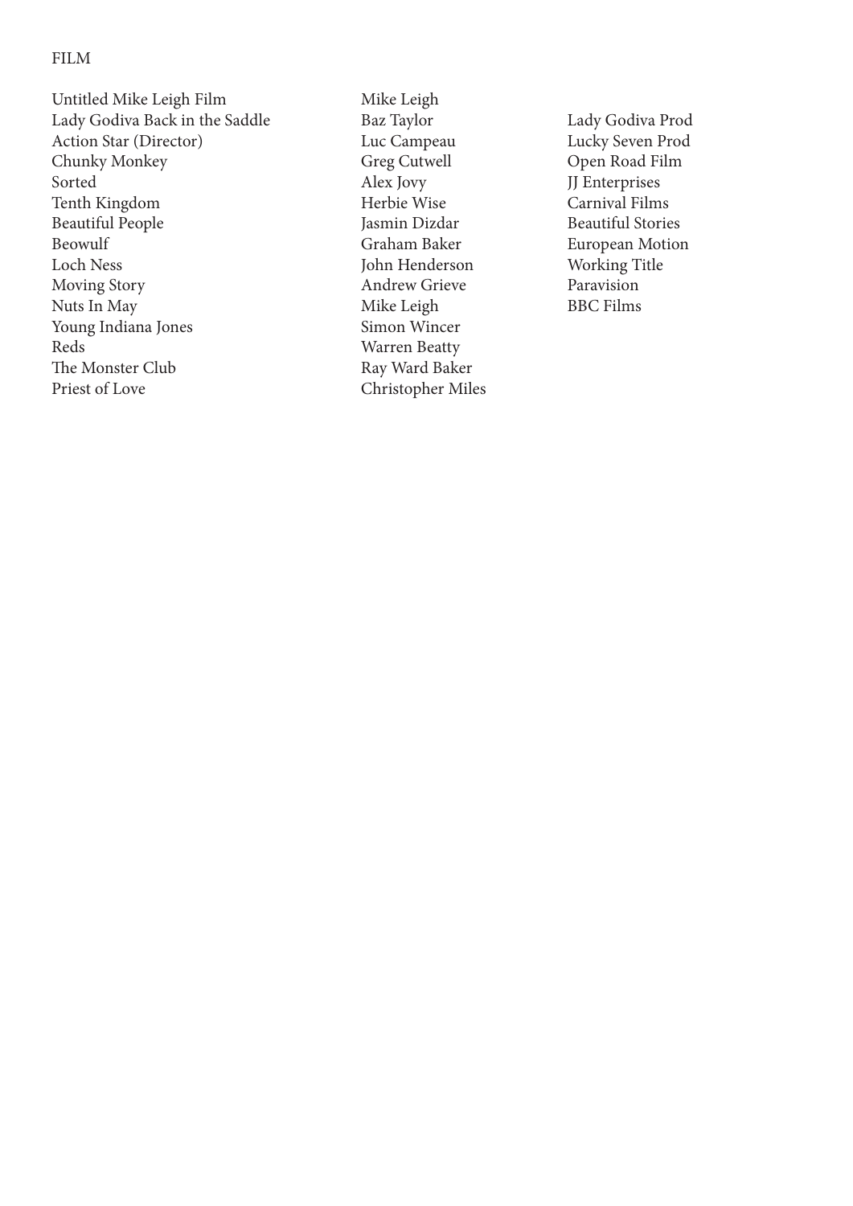FILM

| | | |
|---|---|---|
| Untitled Mike Leigh Film | Mike Leigh | |
| Lady Godiva Back in the Saddle | Baz Taylor | Lady Godiva Prod |
| Action Star (Director) | Luc Campeau | Lucky Seven Prod |
| Chunky Monkey | Greg Cutwell | Open Road Film |
| Sorted | Alex Jovy | JJ Enterprises |
| Tenth Kingdom | Herbie Wise | Carnival Films |
| Beautiful People | Jasmin Dizdar | Beautiful Stories |
| Beowulf | Graham Baker | European Motion |
| Loch Ness | John Henderson | Working Title |
| Moving Story | Andrew Grieve | Paravision |
| Nuts In May | Mike Leigh | BBC Films |
| Young Indiana Jones | Simon Wincer | |
| Reds | Warren Beatty | |
| The Monster Club | Ray Ward Baker | |
| Priest of Love | Christopher Miles | |